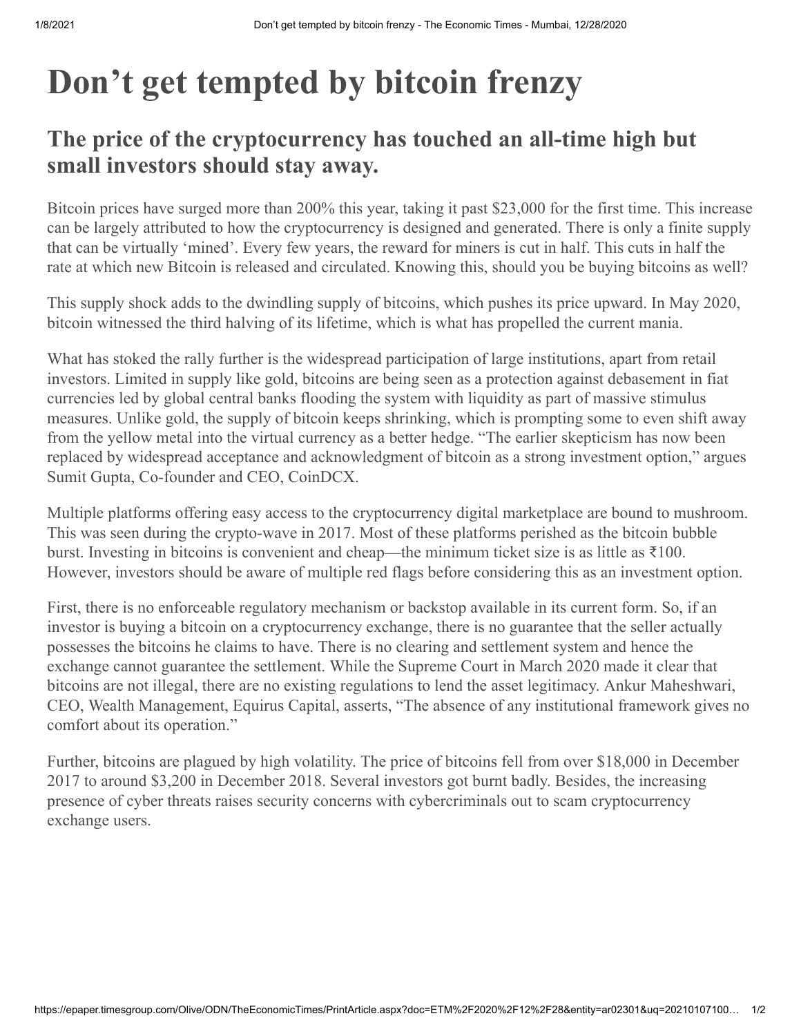# Don't get tempted by bitcoin frenzy

## The price of the cryptocurrency has touched an all-time high but small investors should stay away.

Bitcoin prices have surged more than 200% this year, taking it past $23,000 for the first time. This increase can be largely attributed to how the cryptocurrency is designed and generated. There is only a finite supply that can be virtually 'mined'. Every few years, the reward for miners is cut in half. This cuts in half the rate at which new Bitcoin is released and circulated. Knowing this, should you be buying bitcoins as well?

This supply shock adds to the dwindling supply of bitcoins, which pushes its price upward. In May 2020, bitcoin witnessed the third halving of its lifetime, which is what has propelled the current mania.

What has stoked the rally further is the widespread participation of large institutions, apart from retail investors. Limited in supply like gold, bitcoins are being seen as a protection against debasement in fiat currencies led by global central banks flooding the system with liquidity as part of massive stimulus measures. Unlike gold, the supply of bitcoin keeps shrinking, which is prompting some to even shift away from the yellow metal into the virtual currency as a better hedge. "The earlier skepticism has now been replaced by widespread acceptance and acknowledgment of bitcoin as a strong investment option," argues Sumit Gupta, Co-founder and CEO, CoinDCX.

Multiple platforms offering easy access to the cryptocurrency digital marketplace are bound to mushroom. This was seen during the crypto-wave in 2017. Most of these platforms perished as the bitcoin bubble burst. Investing in bitcoins is convenient and cheap—the minimum ticket size is as little as ₹100. However, investors should be aware of multiple red flags before considering this as an investment option.

First, there is no enforceable regulatory mechanism or backstop available in its current form. So, if an investor is buying a bitcoin on a cryptocurrency exchange, there is no guarantee that the seller actually possesses the bitcoins he claims to have. There is no clearing and settlement system and hence the exchange cannot guarantee the settlement. While the Supreme Court in March 2020 made it clear that bitcoins are not illegal, there are no existing regulations to lend the asset legitimacy. Ankur Maheshwari, CEO, Wealth Management, Equirus Capital, asserts, "The absence of any institutional framework gives no comfort about its operation."

Further, bitcoins are plagued by high volatility. The price of bitcoins fell from over $18,000 in December 2017 to around $3,200 in December 2018. Several investors got burnt badly. Besides, the increasing presence of cyber threats raises security concerns with cybercriminals out to scam cryptocurrency exchange users.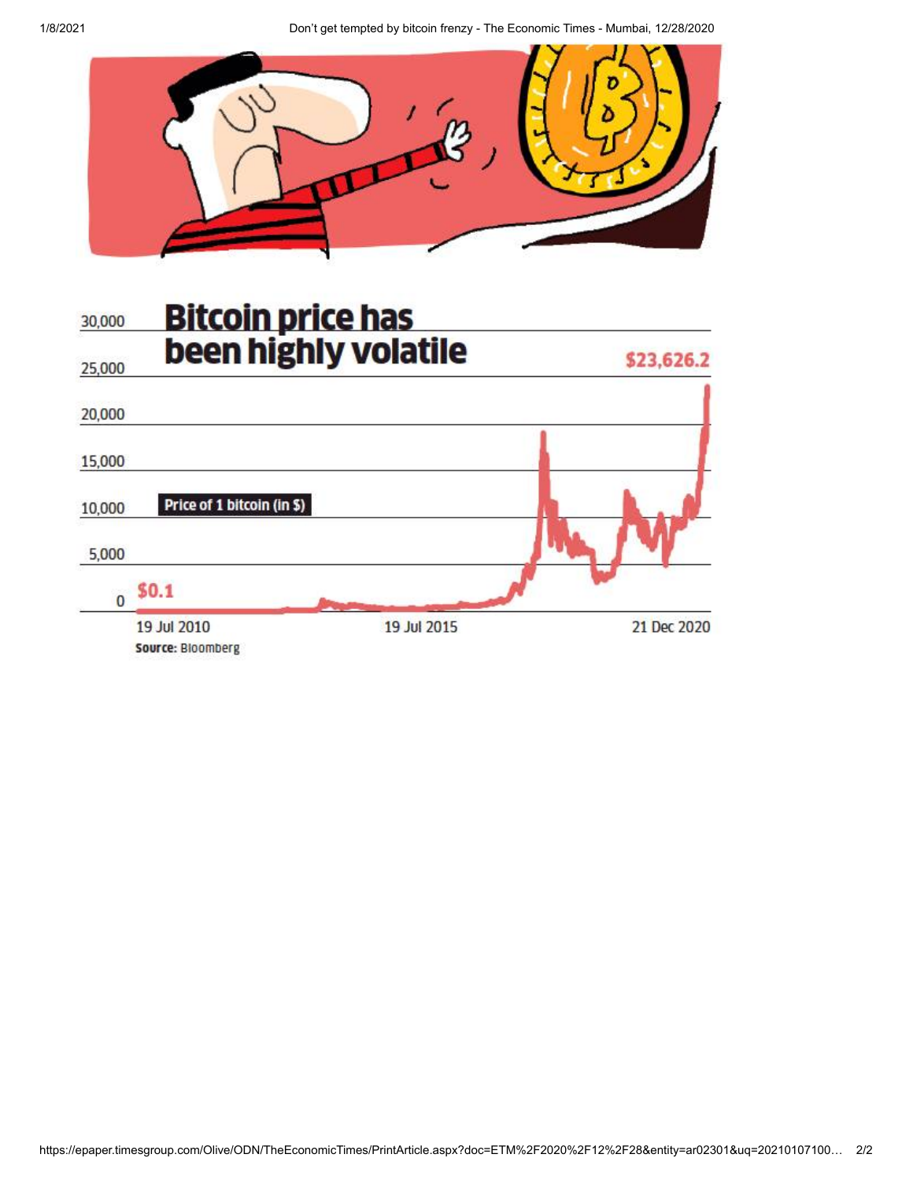## Bitcoin price has been highly volatile

Price of 1 bitcoin (in $)

30,000
25,000
20,000
15,000
10,000
5,000
0

$0.1

$23,626.2

19 Jul 2010
19 Jul 2015
21 Dec 2020

**Source:** Bloomberg